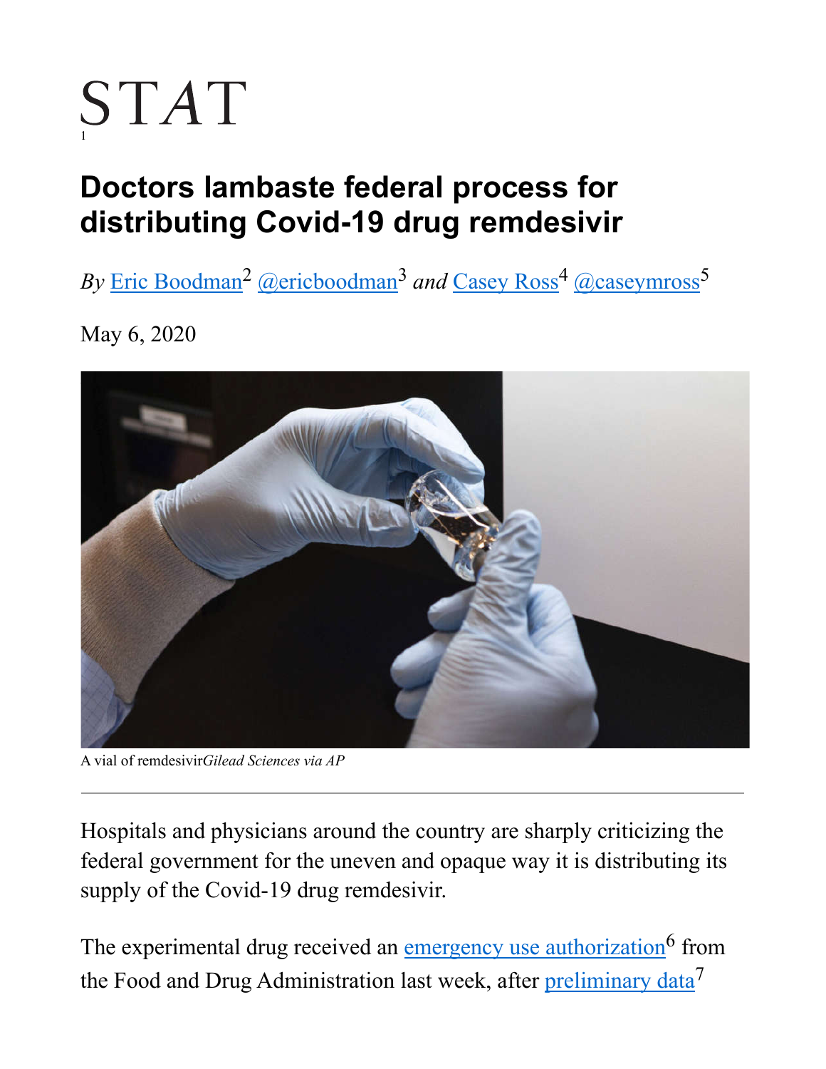STAT[1]

# Doctors lambaste federal process for distributing Covid-19 drug remdesivir

*By* Eric Boodman[2] @ericboodman[3] *and* Casey Ross[4] @caseymross[5]

May 6, 2020

A vial of remdesivir*Gilead Sciences via AP*

---

Hospitals and physicians around the country are sharply criticizing the federal government for the uneven and opaque way it is distributing its supply of the Covid-19 drug remdesivir.

The experimental drug received an emergency use authorization[6] from the Food and Drug Administration last week, after preliminary data[7]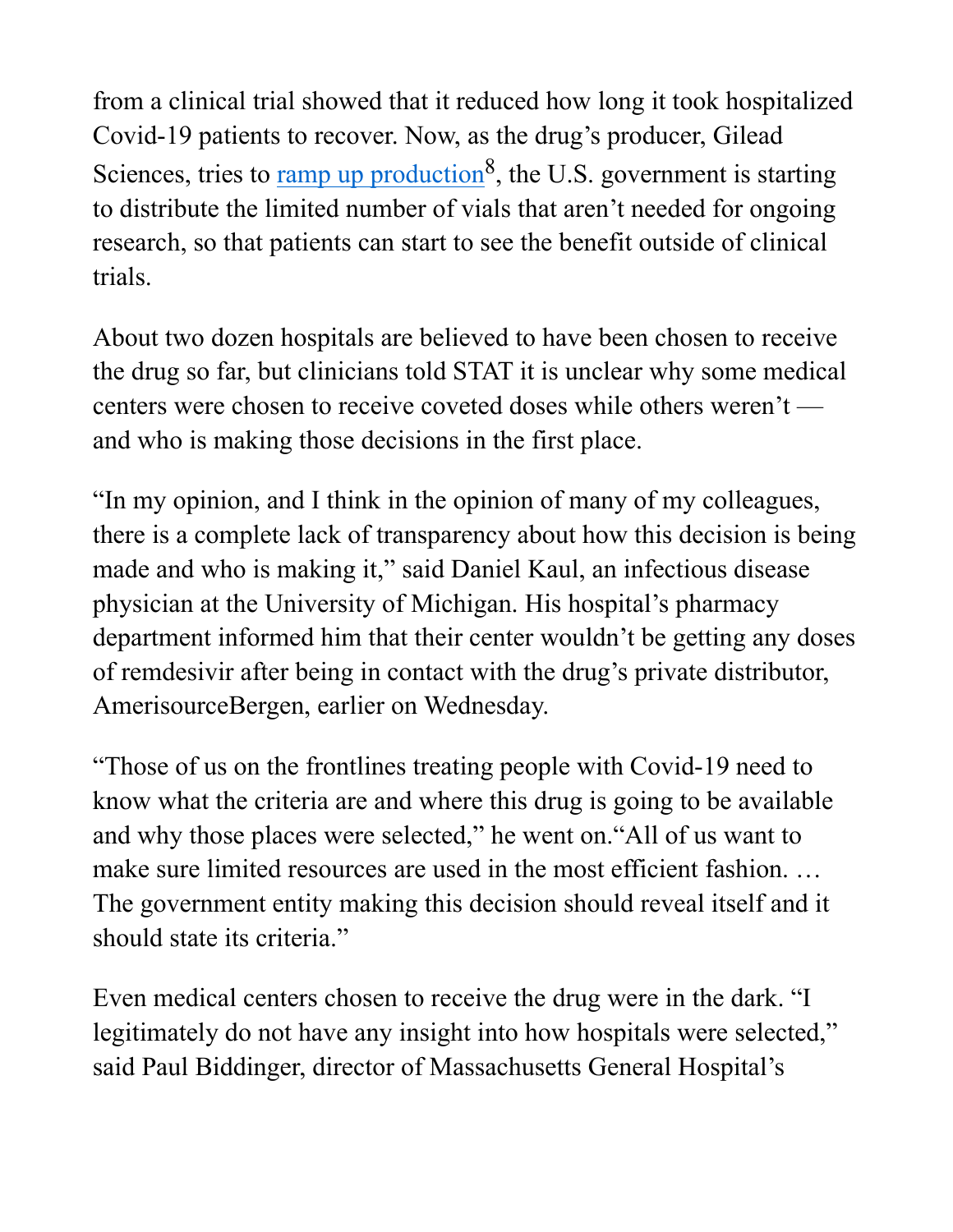from a clinical trial showed that it reduced how long it took hospitalized Covid-19 patients to recover. Now, as the drug's producer, Gilead Sciences, tries to ramp up production[8], the U.S. government is starting to distribute the limited number of vials that aren't needed for ongoing research, so that patients can start to see the benefit outside of clinical trials.

About two dozen hospitals are believed to have been chosen to receive the drug so far, but clinicians told STAT it is unclear why some medical centers were chosen to receive coveted doses while others weren't — and who is making those decisions in the first place.

"In my opinion, and I think in the opinion of many of my colleagues, there is a complete lack of transparency about how this decision is being made and who is making it," said Daniel Kaul, an infectious disease physician at the University of Michigan. His hospital's pharmacy department informed him that their center wouldn't be getting any doses of remdesivir after being in contact with the drug's private distributor, AmerisourceBergen, earlier on Wednesday.

"Those of us on the frontlines treating people with Covid-19 need to know what the criteria are and where this drug is going to be available and why those places were selected," he went on."All of us want to make sure limited resources are used in the most efficient fashion. … The government entity making this decision should reveal itself and it should state its criteria."

Even medical centers chosen to receive the drug were in the dark. "I legitimately do not have any insight into how hospitals were selected," said Paul Biddinger, director of Massachusetts General Hospital's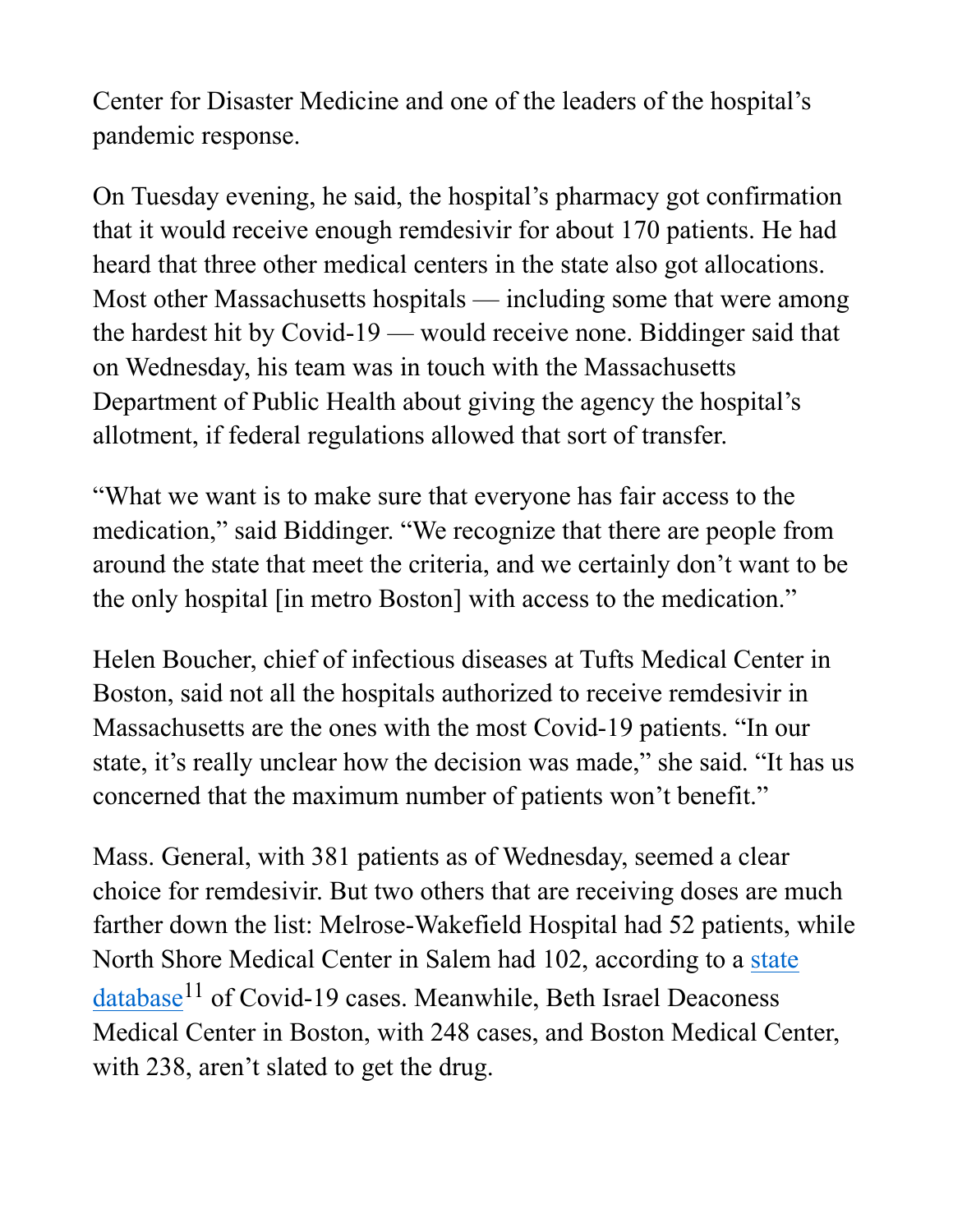Center for Disaster Medicine and one of the leaders of the hospital's pandemic response.

On Tuesday evening, he said, the hospital's pharmacy got confirmation that it would receive enough remdesivir for about 170 patients. He had heard that three other medical centers in the state also got allocations. Most other Massachusetts hospitals — including some that were among the hardest hit by Covid-19 — would receive none. Biddinger said that on Wednesday, his team was in touch with the Massachusetts Department of Public Health about giving the agency the hospital's allotment, if federal regulations allowed that sort of transfer.

"What we want is to make sure that everyone has fair access to the medication," said Biddinger. "We recognize that there are people from around the state that meet the criteria, and we certainly don't want to be the only hospital [in metro Boston] with access to the medication."

Helen Boucher, chief of infectious diseases at Tufts Medical Center in Boston, said not all the hospitals authorized to receive remdesivir in Massachusetts are the ones with the most Covid-19 patients. "In our state, it's really unclear how the decision was made," she said. "It has us concerned that the maximum number of patients won't benefit."

Mass. General, with 381 patients as of Wednesday, seemed a clear choice for remdesivir. But two others that are receiving doses are much farther down the list: Melrose-Wakefield Hospital had 52 patients, while North Shore Medical Center in Salem had 102, according to a state database[11] of Covid-19 cases. Meanwhile, Beth Israel Deaconess Medical Center in Boston, with 248 cases, and Boston Medical Center, with 238, aren't slated to get the drug.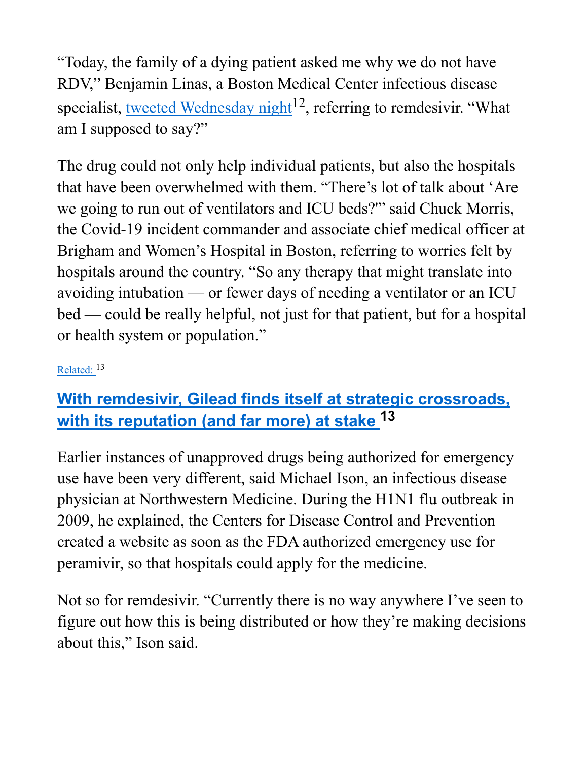"Today, the family of a dying patient asked me why we do not have RDV," Benjamin Linas, a Boston Medical Center infectious disease specialist, tweeted Wednesday night[12], referring to remdesivir. "What am I supposed to say?"

The drug could not only help individual patients, but also the hospitals that have been overwhelmed with them. "There's lot of talk about 'Are we going to run out of ventilators and ICU beds?'" said Chuck Morris, the Covid-19 incident commander and associate chief medical officer at Brigham and Women's Hospital in Boston, referring to worries felt by hospitals around the country. "So any therapy that might translate into avoiding intubation — or fewer days of needing a ventilator or an ICU bed — could be really helpful, not just for that patient, but for a hospital or health system or population."

Related: [13]

## With remdesivir, Gilead finds itself at strategic crossroads, with its reputation (and far more) at stake [13]

Earlier instances of unapproved drugs being authorized for emergency use have been very different, said Michael Ison, an infectious disease physician at Northwestern Medicine. During the H1N1 flu outbreak in 2009, he explained, the Centers for Disease Control and Prevention created a website as soon as the FDA authorized emergency use for peramivir, so that hospitals could apply for the medicine.

Not so for remdesivir. "Currently there is no way anywhere I've seen to figure out how this is being distributed or how they're making decisions about this," Ison said.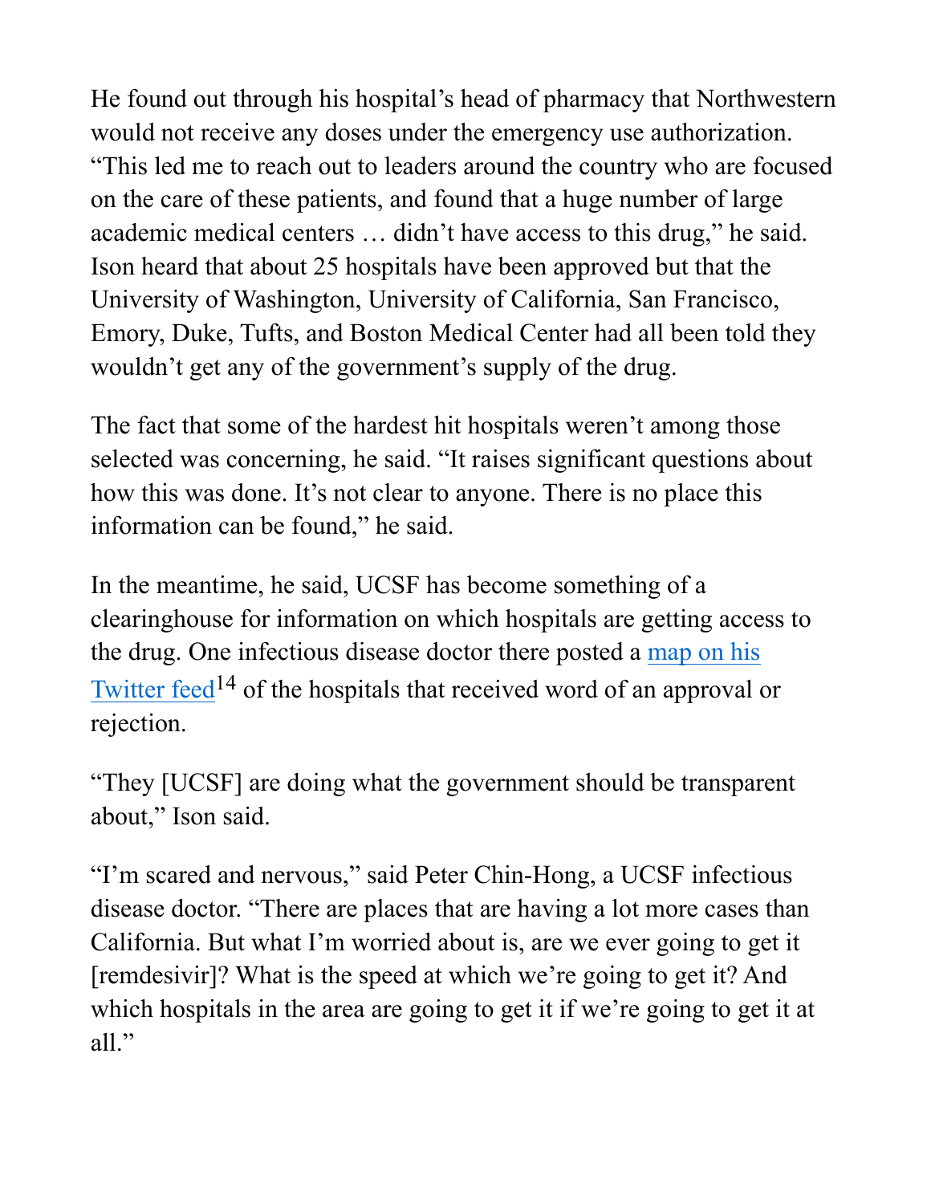He found out through his hospital's head of pharmacy that Northwestern would not receive any doses under the emergency use authorization. "This led me to reach out to leaders around the country who are focused on the care of these patients, and found that a huge number of large academic medical centers … didn't have access to this drug," he said. Ison heard that about 25 hospitals have been approved but that the University of Washington, University of California, San Francisco, Emory, Duke, Tufts, and Boston Medical Center had all been told they wouldn't get any of the government's supply of the drug.

The fact that some of the hardest hit hospitals weren't among those selected was concerning, he said. "It raises significant questions about how this was done. It's not clear to anyone. There is no place this information can be found," he said.

In the meantime, he said, UCSF has become something of a clearinghouse for information on which hospitals are getting access to the drug. One infectious disease doctor there posted a map on his Twitter feed[14] of the hospitals that received word of an approval or rejection.

"They [UCSF] are doing what the government should be transparent about," Ison said.

"I'm scared and nervous," said Peter Chin-Hong, a UCSF infectious disease doctor. "There are places that are having a lot more cases than California. But what I'm worried about is, are we ever going to get it [remdesivir]? What is the speed at which we're going to get it? And which hospitals in the area are going to get it if we're going to get it at all."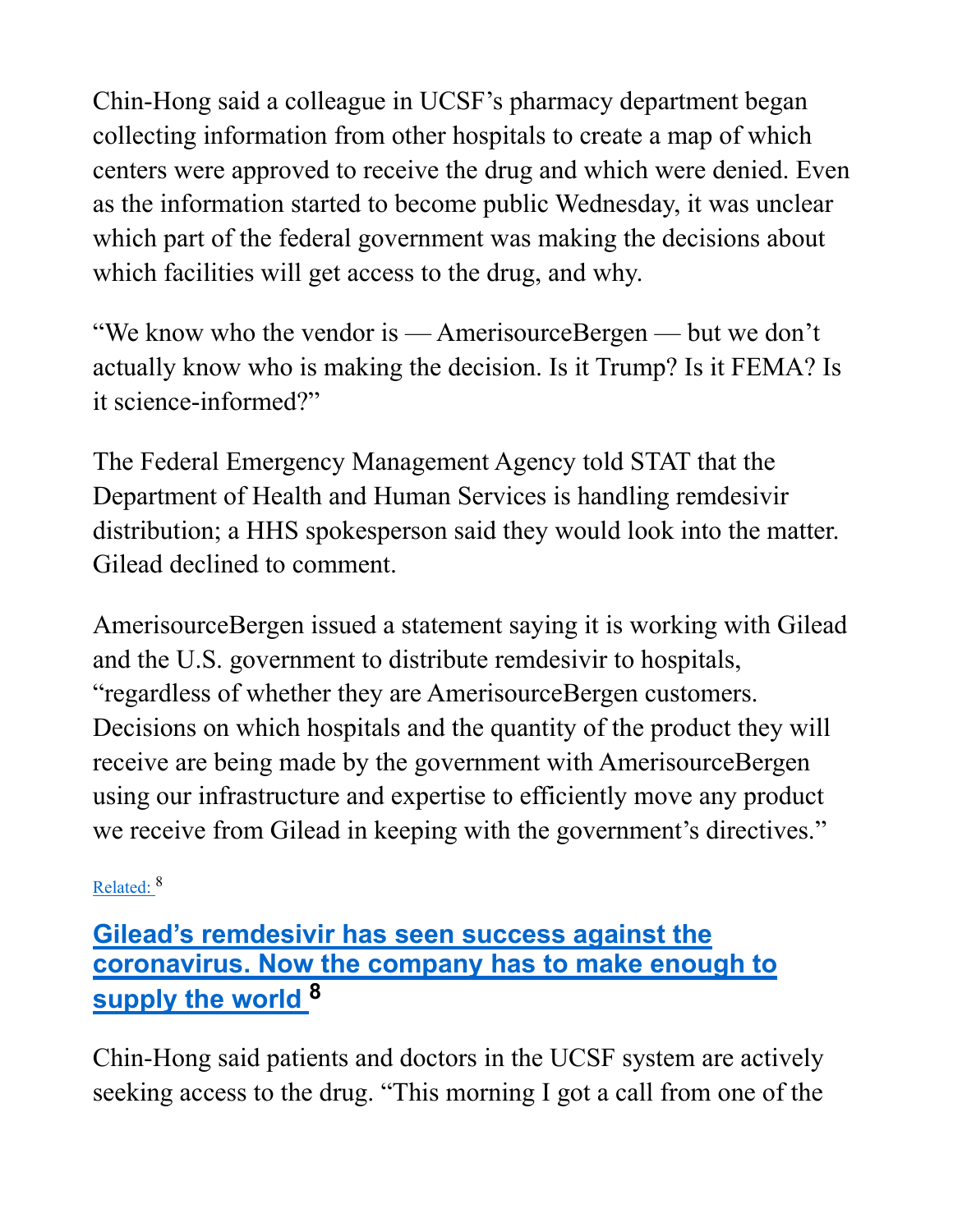Chin-Hong said a colleague in UCSF's pharmacy department began collecting information from other hospitals to create a map of which centers were approved to receive the drug and which were denied. Even as the information started to become public Wednesday, it was unclear which part of the federal government was making the decisions about which facilities will get access to the drug, and why.

"We know who the vendor is — AmerisourceBergen — but we don't actually know who is making the decision. Is it Trump? Is it FEMA? Is it science-informed?"

The Federal Emergency Management Agency told STAT that the Department of Health and Human Services is handling remdesivir distribution; a HHS spokesperson said they would look into the matter. Gilead declined to comment.

AmerisourceBergen issued a statement saying it is working with Gilead and the U.S. government to distribute remdesivir to hospitals, "regardless of whether they are AmerisourceBergen customers. Decisions on which hospitals and the quantity of the product they will receive are being made by the government with AmerisourceBergen using our infrastructure and expertise to efficiently move any product we receive from Gilead in keeping with the government's directives."

Related: [8]

**Gilead's remdesivir has seen success against the coronavirus. Now the company has to make enough to supply the world [8]**

Chin-Hong said patients and doctors in the UCSF system are actively seeking access to the drug. "This morning I got a call from one of the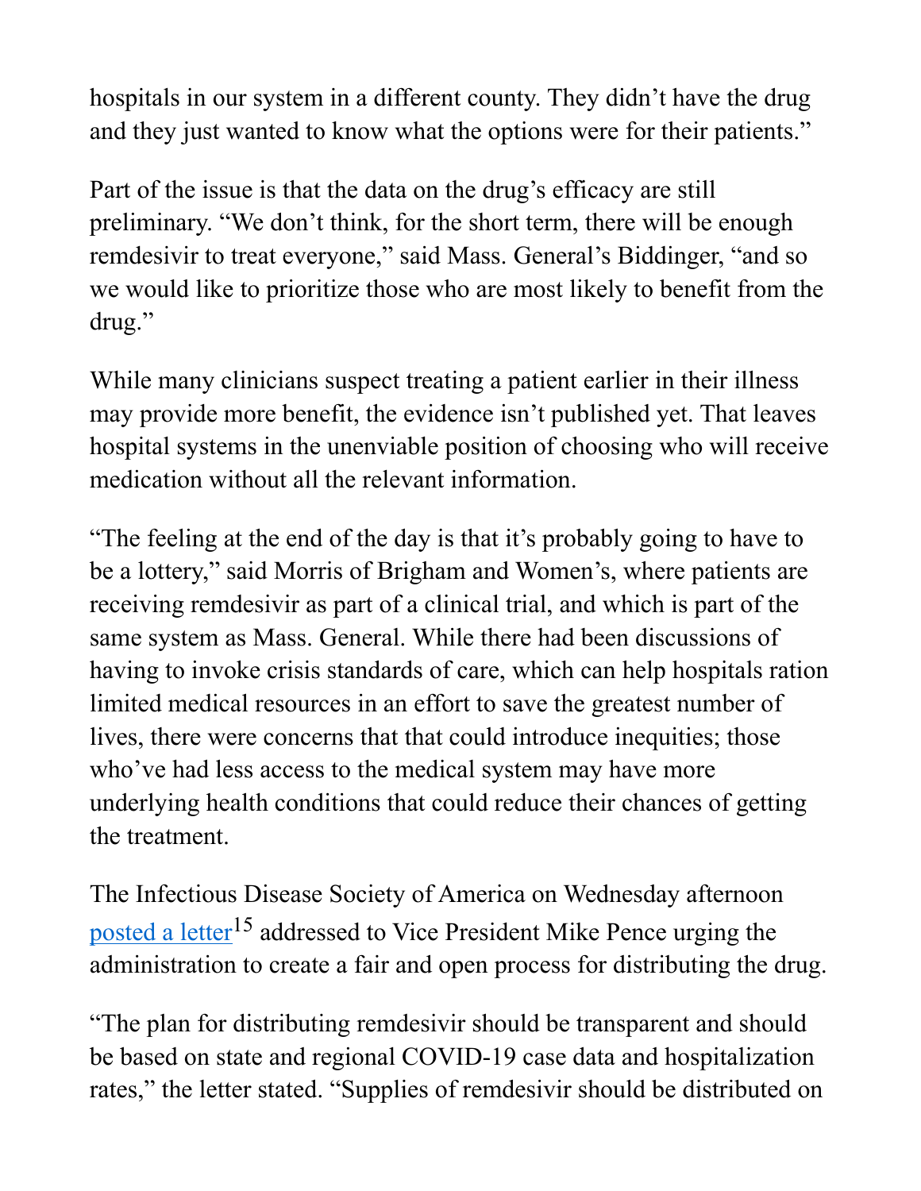hospitals in our system in a different county. They didn't have the drug and they just wanted to know what the options were for their patients."

Part of the issue is that the data on the drug's efficacy are still preliminary. "We don't think, for the short term, there will be enough remdesivir to treat everyone," said Mass. General's Biddinger, "and so we would like to prioritize those who are most likely to benefit from the drug."

While many clinicians suspect treating a patient earlier in their illness may provide more benefit, the evidence isn't published yet. That leaves hospital systems in the unenviable position of choosing who will receive medication without all the relevant information.

"The feeling at the end of the day is that it's probably going to have to be a lottery," said Morris of Brigham and Women's, where patients are receiving remdesivir as part of a clinical trial, and which is part of the same system as Mass. General. While there had been discussions of having to invoke crisis standards of care, which can help hospitals ration limited medical resources in an effort to save the greatest number of lives, there were concerns that that could introduce inequities; those who've had less access to the medical system may have more underlying health conditions that could reduce their chances of getting the treatment.

The Infectious Disease Society of America on Wednesday afternoon posted a letter[15] addressed to Vice President Mike Pence urging the administration to create a fair and open process for distributing the drug.

"The plan for distributing remdesivir should be transparent and should be based on state and regional COVID-19 case data and hospitalization rates," the letter stated. "Supplies of remdesivir should be distributed on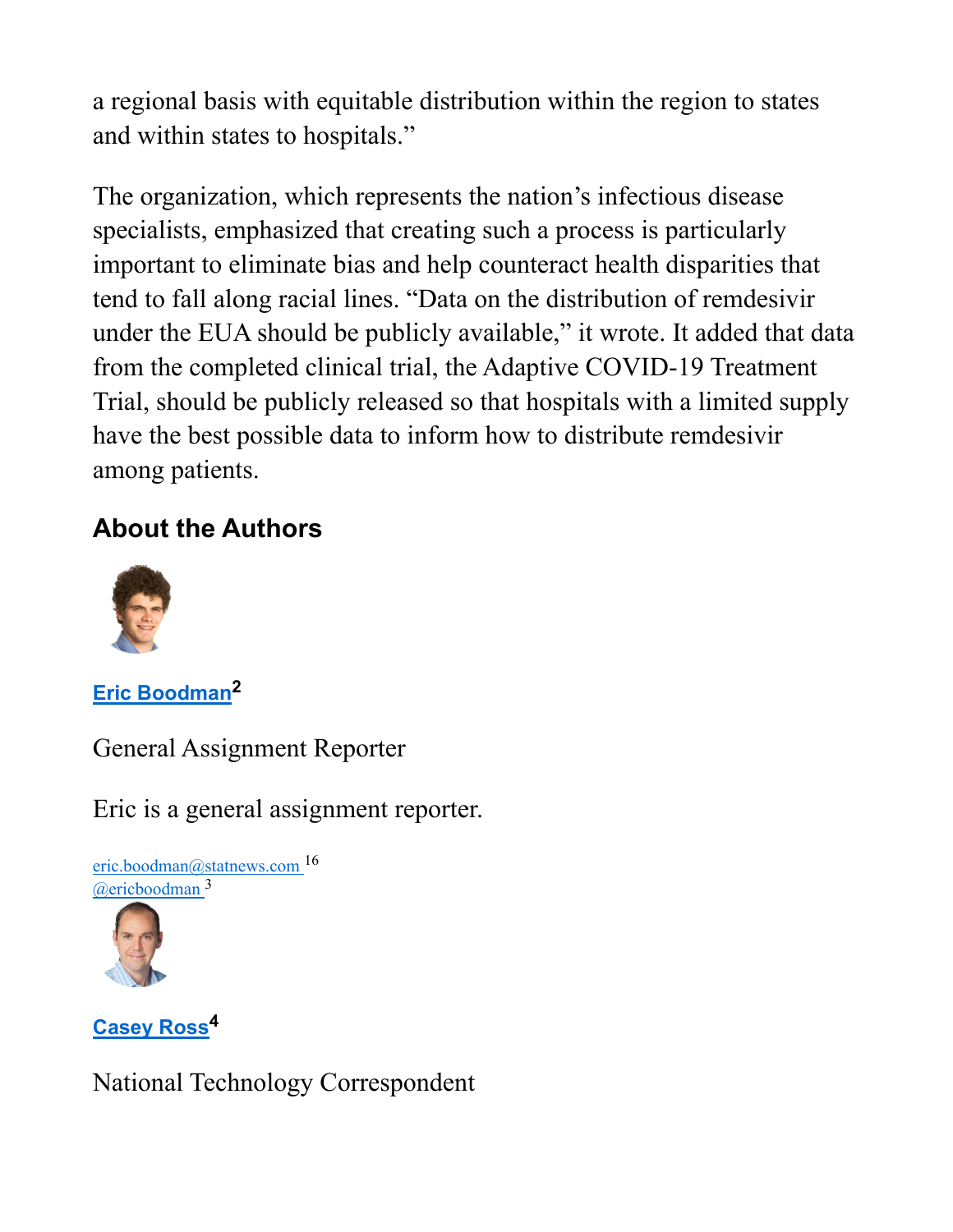a regional basis with equitable distribution within the region to states and within states to hospitals."

The organization, which represents the nation's infectious disease specialists, emphasized that creating such a process is particularly important to eliminate bias and help counteract health disparities that tend to fall along racial lines. "Data on the distribution of remdesivir under the EUA should be publicly available," it wrote. It added that data from the completed clinical trial, the Adaptive COVID-19 Treatment Trial, should be publicly released so that hospitals with a limited supply have the best possible data to inform how to distribute remdesivir among patients.

## About the Authors

**Eric Boodman**[2]

General Assignment Reporter

Eric is a general assignment reporter.

eric.boodman@statnews.com [16]
@ericboodman [3]

**Casey Ross**[4]

National Technology Correspondent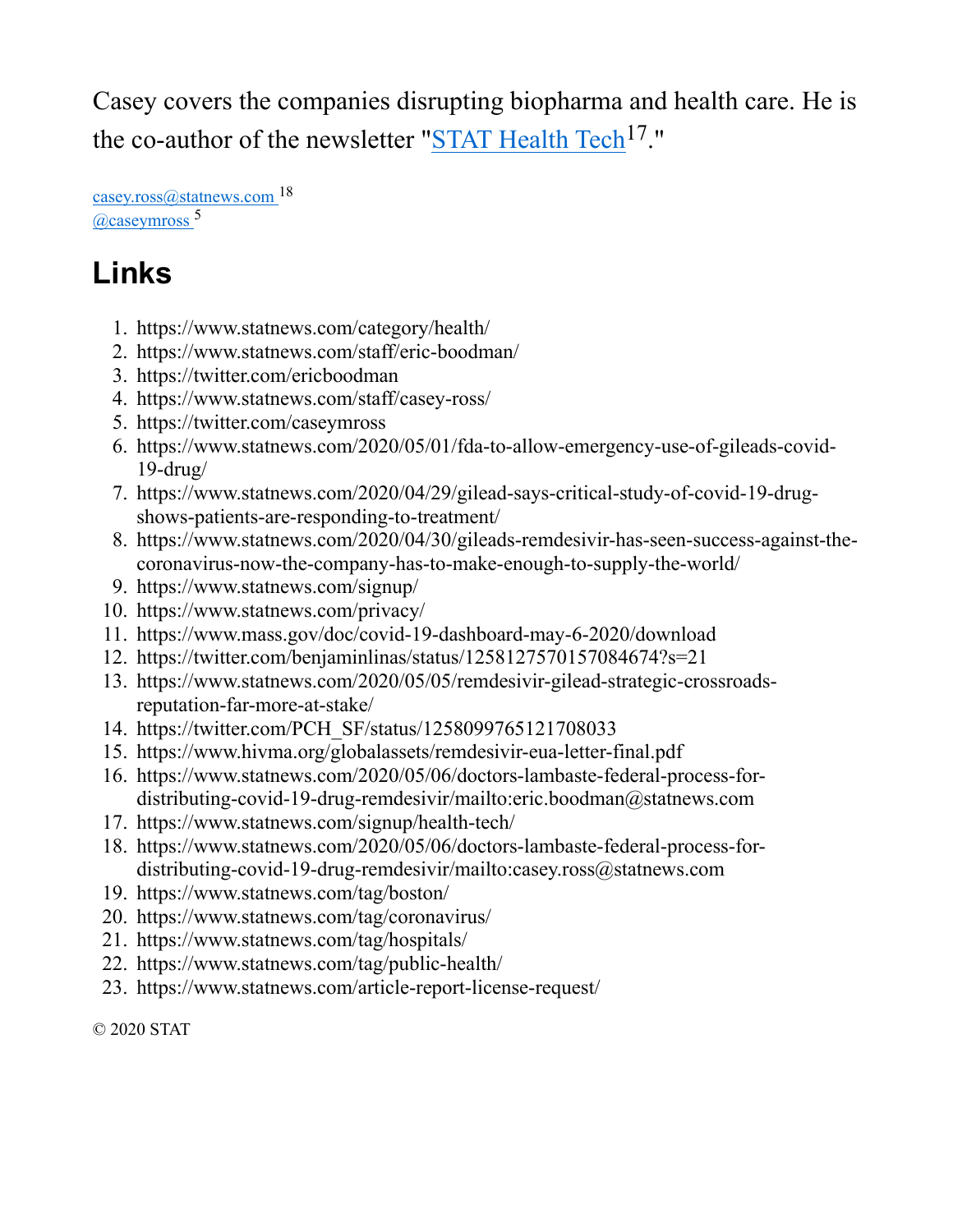Casey covers the companies disrupting biopharma and health care. He is the co-author of the newsletter "STAT Health Tech[17]."

casey.ross@statnews.com [18]
@caseymross [5]

# Links

1. https://www.statnews.com/category/health/
2. https://www.statnews.com/staff/eric-boodman/
3. https://twitter.com/ericboodman
4. https://www.statnews.com/staff/casey-ross/
5. https://twitter.com/caseymross
6. https://www.statnews.com/2020/05/01/fda-to-allow-emergency-use-of-gileads-covid-19-drug/
7. https://www.statnews.com/2020/04/29/gilead-says-critical-study-of-covid-19-drug-shows-patients-are-responding-to-treatment/
8. https://www.statnews.com/2020/04/30/gileads-remdesivir-has-seen-success-against-the-coronavirus-now-the-company-has-to-make-enough-to-supply-the-world/
9. https://www.statnews.com/signup/
10. https://www.statnews.com/privacy/
11. https://www.mass.gov/doc/covid-19-dashboard-may-6-2020/download
12. https://twitter.com/benjaminlinas/status/1258127570157084674?s=21
13. https://www.statnews.com/2020/05/05/remdesivir-gilead-strategic-crossroads-reputation-far-more-at-stake/
14. https://twitter.com/PCH_SF/status/1258099765121708033
15. https://www.hivma.org/globalassets/remdesivir-eua-letter-final.pdf
16. https://www.statnews.com/2020/05/06/doctors-lambaste-federal-process-for-distributing-covid-19-drug-remdesivir/mailto:eric.boodman@statnews.com
17. https://www.statnews.com/signup/health-tech/
18. https://www.statnews.com/2020/05/06/doctors-lambaste-federal-process-for-distributing-covid-19-drug-remdesivir/mailto:casey.ross@statnews.com
19. https://www.statnews.com/tag/boston/
20. https://www.statnews.com/tag/coronavirus/
21. https://www.statnews.com/tag/hospitals/
22. https://www.statnews.com/tag/public-health/
23. https://www.statnews.com/article-report-license-request/

© 2020 STAT